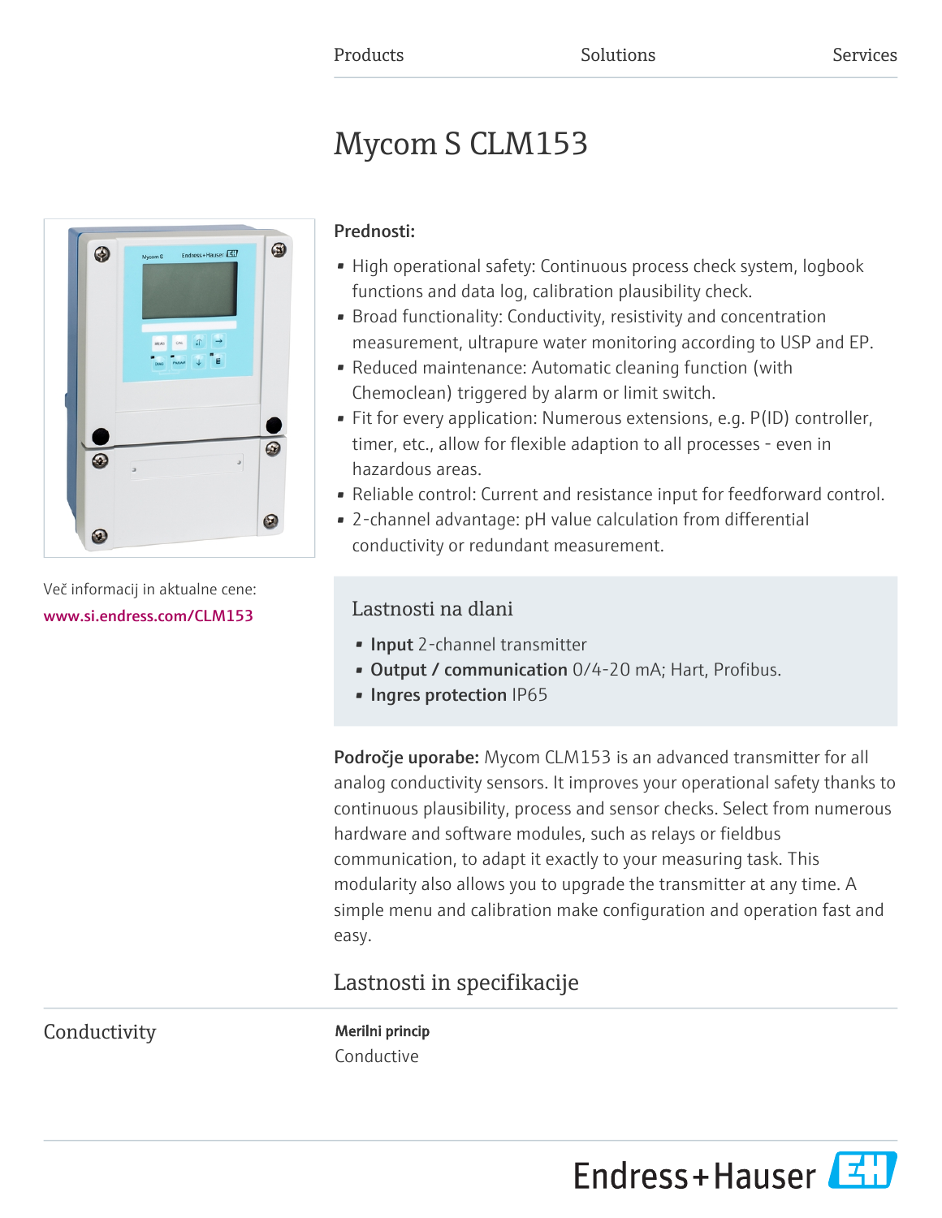Products Solutions Services

# Mycom S CLM153

Več informacij in aktualne cene:
www.si.endress.com/CLM153

**Prednosti:**

- High operational safety: Continuous process check system, logbook functions and data log, calibration plausibility check.
- Broad functionality: Conductivity, resistivity and concentration measurement, ultrapure water monitoring according to USP and EP.
- Reduced maintenance: Automatic cleaning function (with Chemoclean) triggered by alarm or limit switch.
- Fit for every application: Numerous extensions, e.g. P(ID) controller, timer, etc., allow for flexible adaption to all processes - even in hazardous areas.
- Reliable control: Current and resistance input for feedforward control.
- 2-channel advantage: pH value calculation from differential conductivity or redundant measurement.

## Lastnosti na dlani

- **Input** 2-channel transmitter
- **Output / communication** 0/4-20 mA; Hart, Profibus.
- **Ingres protection** IP65

**Področje uporabe:** Mycom CLM153 is an advanced transmitter for all analog conductivity sensors. It improves your operational safety thanks to continuous plausibility, process and sensor checks. Select from numerous hardware and software modules, such as relays or fieldbus communication, to adapt it exactly to your measuring task. This modularity also allows you to upgrade the transmitter at any time. A simple menu and calibration make configuration and operation fast and easy.

## Lastnosti in specifikacije

### Conductivity

**Merilni princip**

Conductive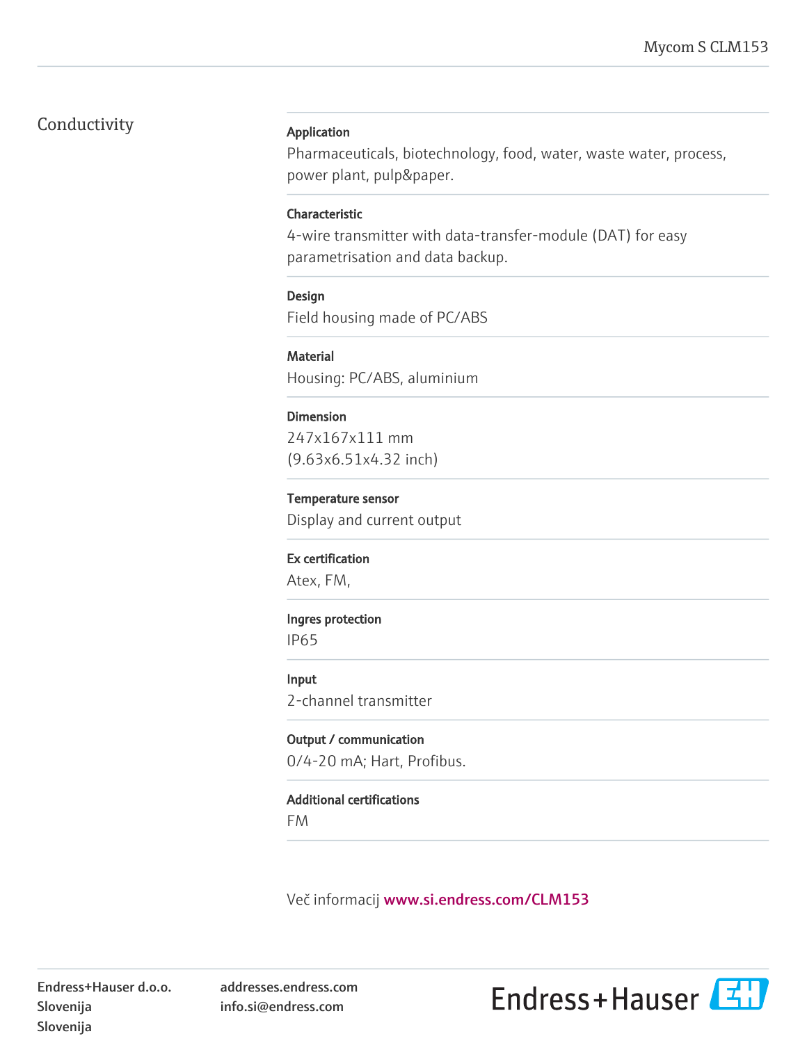## Conductivity

**Application**

Pharmaceuticals, biotechnology, food, water, waste water, process, power plant, pulp&paper.

**Characteristic**

4-wire transmitter with data-transfer-module (DAT) for easy parametrisation and data backup.

**Design**

Field housing made of PC/ABS

**Material**

Housing: PC/ABS, aluminium

**Dimension**

247x167x111 mm
(9.63x6.51x4.32 inch)

**Temperature sensor**

Display and current output

**Ex certification**

Atex, FM,

**Ingres protection**

IP65

**Input**

2-channel transmitter

**Output / communication**

0/4-20 mA; Hart, Profibus.

**Additional certifications**

FM

Več informacij **www.si.endress.com/CLM153**

Endress+Hauser d.o.o.
Slovenija
Slovenija

addresses.endress.com
info.si@endress.com

Endress+Hauser